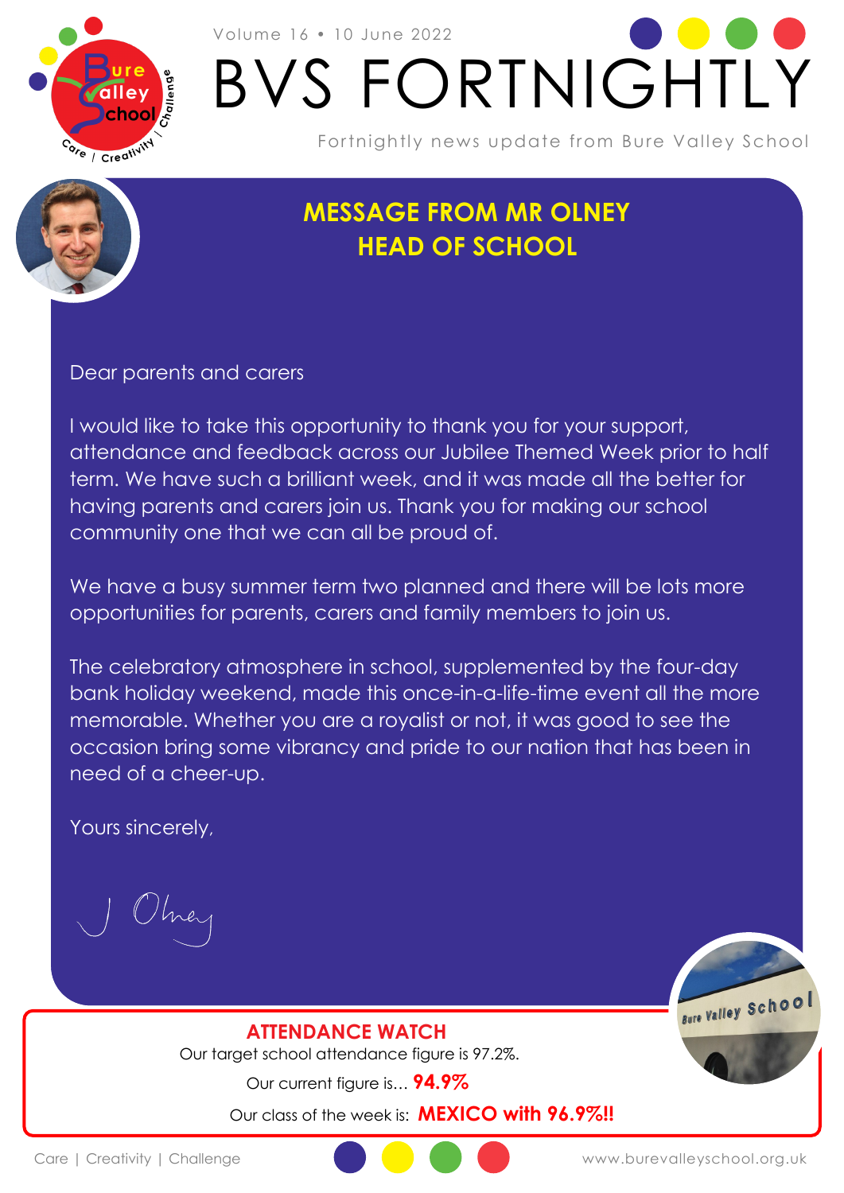Volume 16 • 10 June 2022

# BVS FORTNIGHTLY

Fortnightly news update from Bure Valley School

## MESSAGE FROM MR OLNEY
## HEAD OF SCHOOL

Dear parents and carers

I would like to take this opportunity to thank you for your support, attendance and feedback across our Jubilee Themed Week prior to half term. We have such a brilliant week, and it was made all the better for having parents and carers join us. Thank you for making our school community one that we can all be proud of.

We have a busy summer term two planned and there will be lots more opportunities for parents, carers and family members to join us.

The celebratory atmosphere in school, supplemented by the four-day bank holiday weekend, made this once-in-a-life-time event all the more memorable. Whether you are a royalist or not, it was good to see the occasion bring some vibrancy and pride to our nation that has been in need of a cheer-up.

Yours sincerely,

J Olney

## ATTENDANCE WATCH

Our target school attendance figure is 97.2%.

Our current figure is… **94.9%**

Our class of the week is: **MEXICO with 96.9%!!**

Care | Creativity | Challenge

www.burevalleyschool.org.uk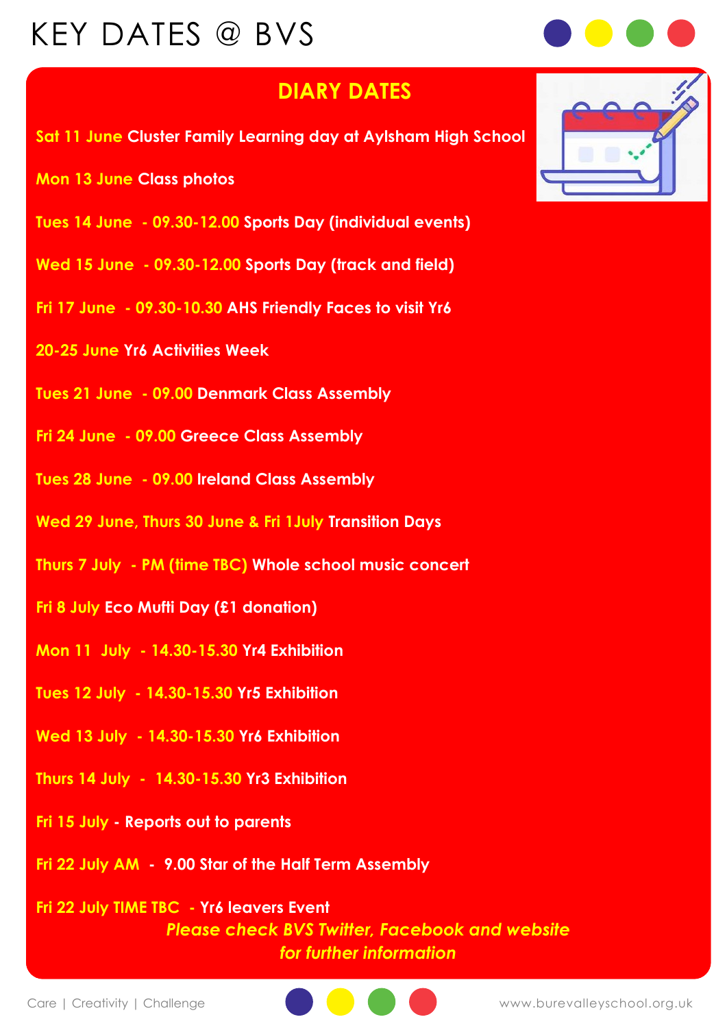# KEY DATES @ BVS

## DIARY DATES

**Sat 11 June** Cluster Family Learning day at Aylsham High School

**Mon 13 June** Class photos

**Tues 14 June - 09.30-12.00** Sports Day (individual events)

**Wed 15 June - 09.30-12.00** Sports Day (track and field)

**Fri 17 June - 09.30-10.30** AHS Friendly Faces to visit Yr6

**20-25 June** Yr6 Activities Week

**Tues 21 June - 09.00** Denmark Class Assembly

**Fri 24 June - 09.00** Greece Class Assembly

**Tues 28 June - 09.00** Ireland Class Assembly

**Wed 29 June, Thurs 30 June & Fri 1July** Transition Days

**Thurs 7 July - PM (time TBC)** Whole school music concert

**Fri 8 July** Eco Mufti Day (£1 donation)

**Mon 11 July - 14.30-15.30** Yr4 Exhibition

**Tues 12 July - 14.30-15.30** Yr5 Exhibition

**Wed 13 July - 14.30-15.30** Yr6 Exhibition

**Thurs 14 July - 14.30-15.30** Yr3 Exhibition

**Fri 15 July** - Reports out to parents

**Fri 22 July AM** - 9.00 Star of the Half Term Assembly

**Fri 22 July TIME TBC** - Yr6 leavers Event

*Please check BVS Twitter, Facebook and website for further information*

Care | Creativity | Challenge

www.burevalleyschool.org.uk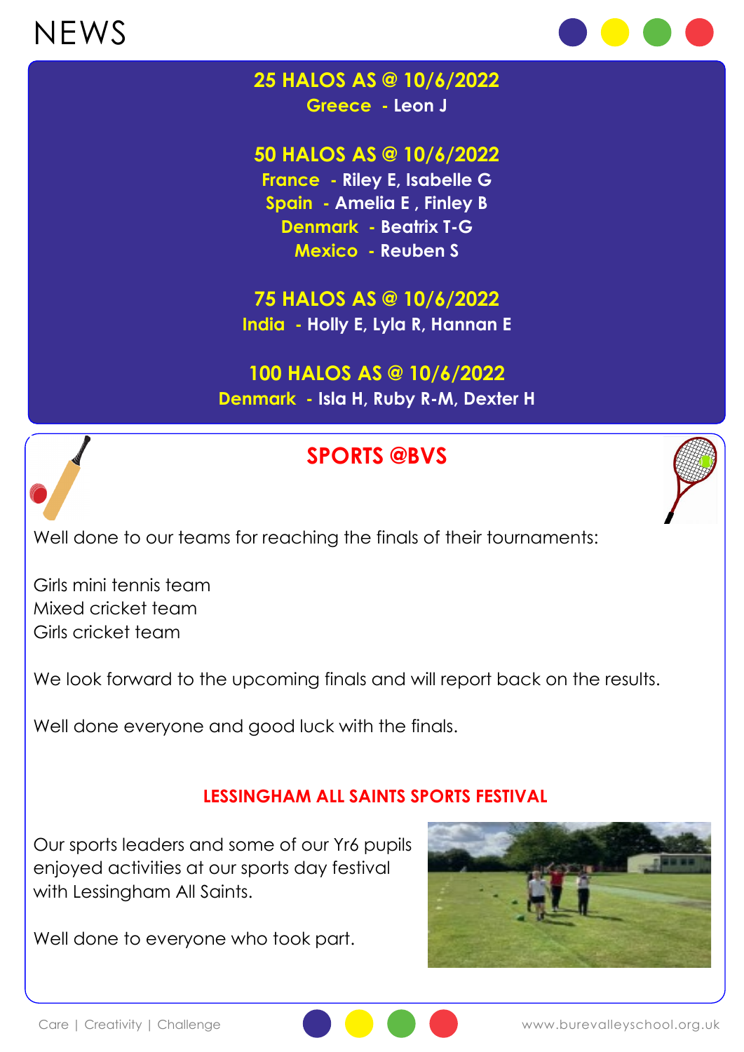# NEWS

**25 HALOS AS @ 10/6/2022**

**Greece** - **Leon J**

**50 HALOS AS @ 10/6/2022**

**France** - **Riley E, Isabelle G**
**Spain** - **Amelia E , Finley B**
**Denmark** - **Beatrix T-G**
**Mexico** - **Reuben S**

**75 HALOS AS @ 10/6/2022**

**India** - **Holly E, Lyla R, Hannan E**

**100 HALOS AS @ 10/6/2022**

**Denmark** - **Isla H, Ruby R-M, Dexter H**

## SPORTS @BVS

Well done to our teams for reaching the finals of their tournaments:

Girls mini tennis team
Mixed cricket team
Girls cricket team

We look forward to the upcoming finals and will report back on the results.

Well done everyone and good luck with the finals.

### LESSINGHAM ALL SAINTS SPORTS FESTIVAL

Our sports leaders and some of our Yr6 pupils enjoyed activities at our sports day festival with Lessingham All Saints.

Well done to everyone who took part.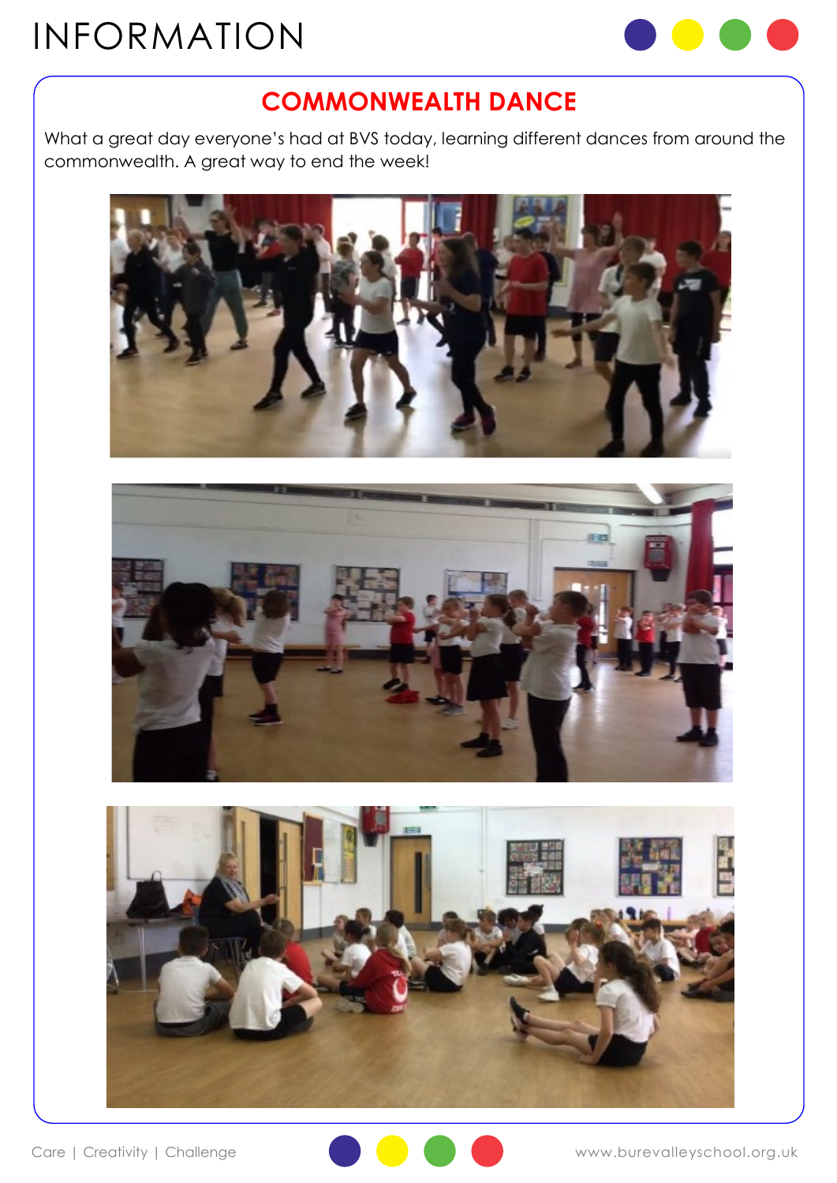# INFORMATION

## COMMONWEALTH DANCE

What a great day everyone's had at BVS today, learning different dances from around the commonwealth. A great way to end the week!